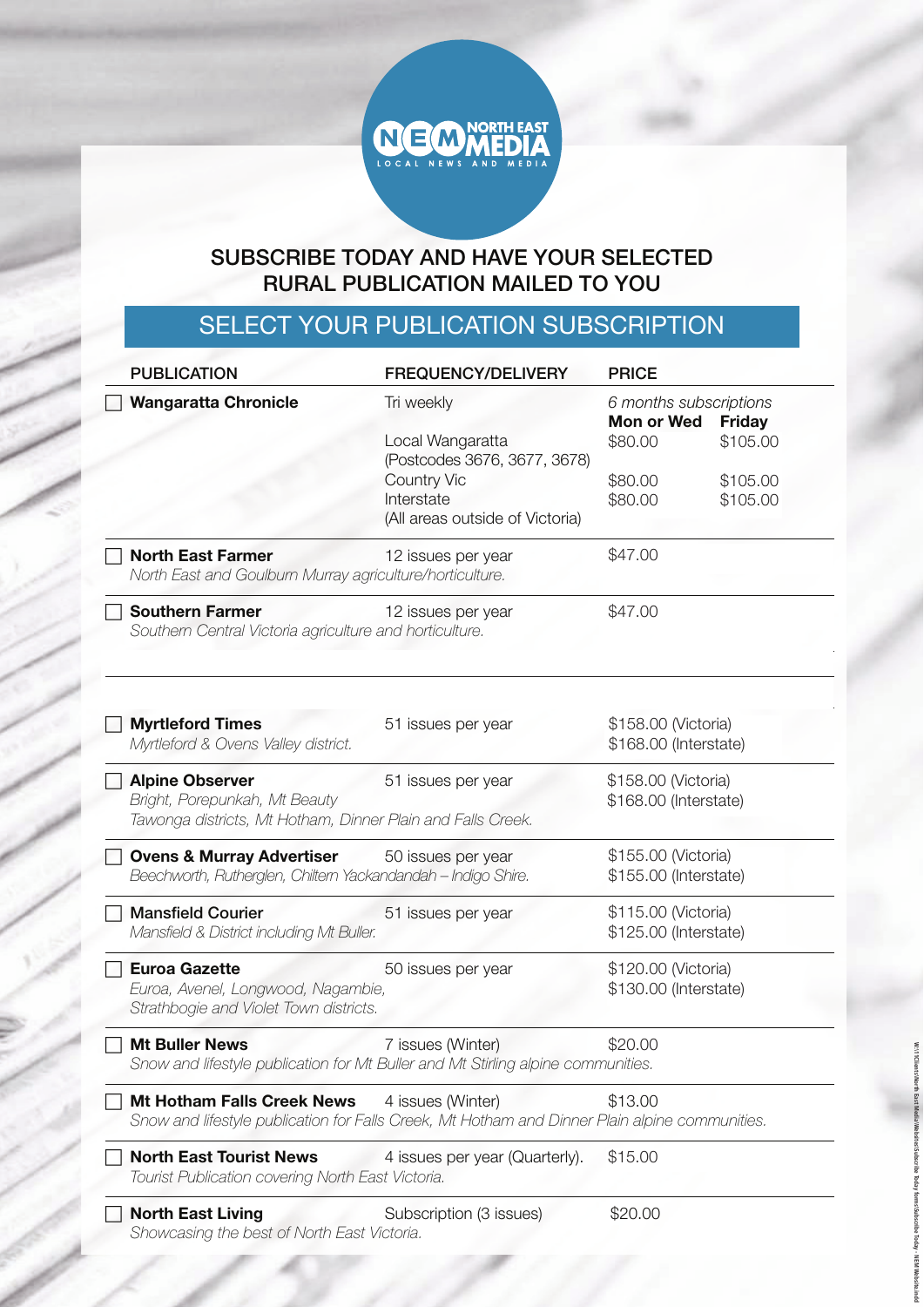NORTH EAST MEDIA
LOCAL NEWS AND MEDIA

## SUBSCRIBE TODAY AND HAVE YOUR SELECTED RURAL PUBLICATION MAILED TO YOU

## SELECT YOUR PUBLICATION SUBSCRIPTION

| PUBLICATION | FREQUENCY/DELIVERY | PRICE | |
|---|---|---|---|
| ☐ **Wangaratta Chronicle** | Tri weekly | *6 months subscriptions* | |
| | | **Mon or Wed** | **Friday** |
| | Local Wangaratta (Postcodes 3676, 3677, 3678) | $80.00 | $105.00 |
| | Country Vic | $80.00 | $105.00 |
| | Interstate (All areas outside of Victoria) | $80.00 | $105.00 |
| ☐ **North East Farmer** *North East and Goulburn Murray agriculture/horticulture.* | 12 issues per year | $47.00 | |
| ☐ **Southern Farmer** *Southern Central Victoria agriculture and horticulture.* | 12 issues per year | $47.00 | |
| ☐ **Myrtleford Times** *Myrtleford & Ovens Valley district.* | 51 issues per year | $158.00 (Victoria) $168.00 (Interstate) | |
| ☐ **Alpine Observer** *Bright, Porepunkah, Mt Beauty Tawonga districts, Mt Hotham, Dinner Plain and Falls Creek.* | 51 issues per year | $158.00 (Victoria) $168.00 (Interstate) | |
| ☐ **Ovens & Murray Advertiser** *Beechworth, Rutherglen, Chiltern Yackandandah – Indigo Shire.* | 50 issues per year | $155.00 (Victoria) $155.00 (Interstate) | |
| ☐ **Mansfield Courier** *Mansfield & District including Mt Buller.* | 51 issues per year | $115.00 (Victoria) $125.00 (Interstate) | |
| ☐ **Euroa Gazette** *Euroa, Avenel, Longwood, Nagambie, Strathbogie and Violet Town districts.* | 50 issues per year | $120.00 (Victoria) $130.00 (Interstate) | |
| ☐ **Mt Buller News** *Snow and lifestyle publication for Mt Buller and Mt Stirling alpine communities.* | 7 issues (Winter) | $20.00 | |
| ☐ **Mt Hotham Falls Creek News** *Snow and lifestyle publication for Falls Creek, Mt Hotham and Dinner Plain alpine communities.* | 4 issues (Winter) | $13.00 | |
| ☐ **North East Tourist News** *Tourist Publication covering North East Victoria.* | 4 issues per year (Quarterly). | $15.00 | |
| ☐ **North East Living** *Showcasing the best of North East Victoria.* | Subscription (3 issues) | $20.00 | |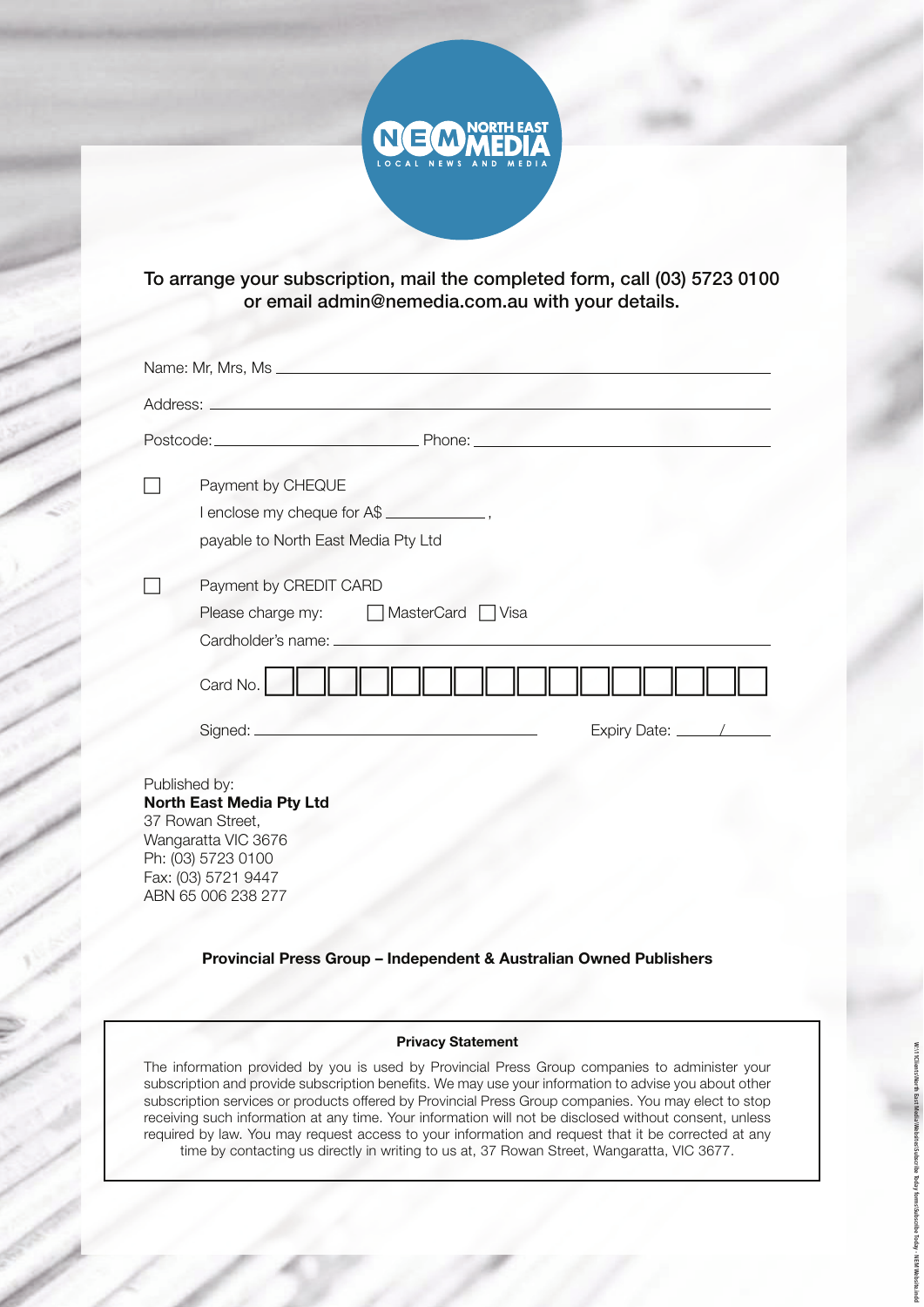NORTH EAST MEDIA

LOCAL NEWS AND MEDIA

**To arrange your subscription, mail the completed form, call (03) 5723 0100 or email admin@nemedia.com.au with your details.**

Name: Mr, Mrs, Ms ______________________________

Address: ______________________________

Postcode: ______________ Phone: ______________

☐ Payment by CHEQUE

I enclose my cheque for A$ ____________,

payable to North East Media Pty Ltd

☐ Payment by CREDIT CARD

Please charge my: ☐ MasterCard ☐ Visa

Cardholder's name: ______________________________

Card No. ☐☐☐☐☐☐☐☐☐☐☐☐☐☐☐☐

Signed: ______________________ Expiry Date: _____/_____

Published by:
**North East Media Pty Ltd**
37 Rowan Street,
Wangaratta VIC 3676
Ph: (03) 5723 0100
Fax: (03) 5721 9447
ABN 65 006 238 277

**Provincial Press Group – Independent & Australian Owned Publishers**

**Privacy Statement**

The information provided by you is used by Provincial Press Group companies to administer your subscription and provide subscription benefits. We may use your information to advise you about other subscription services or products offered by Provincial Press Group companies. You may elect to stop receiving such information at any time. Your information will not be disclosed without consent, unless required by law. You may request access to your information and request that it be corrected at any time by contacting us directly in writing to us at, 37 Rowan Street, Wangaratta, VIC 3677.